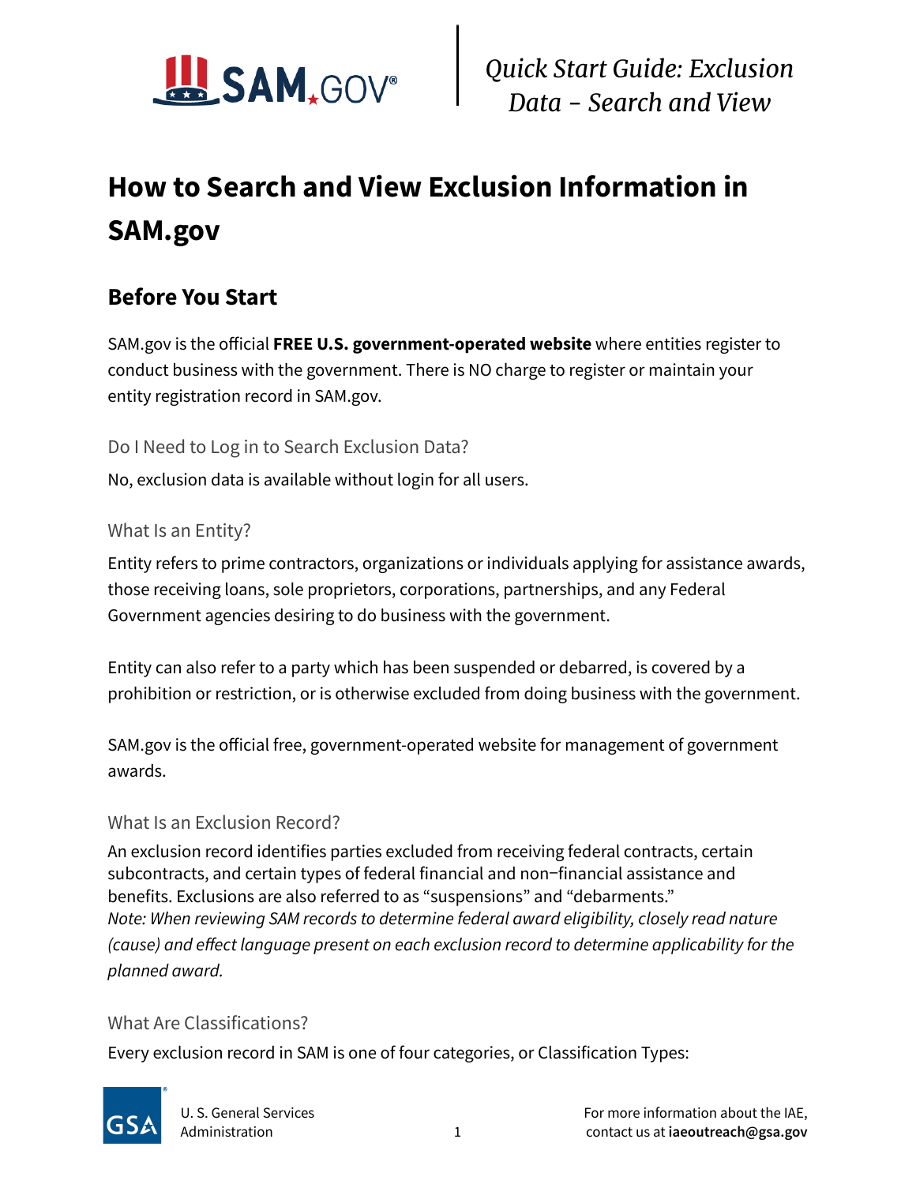# How to Search and View Exclusion Information in SAM.gov

## Before You Start

SAM.gov is the official **FREE U.S. government-operated website** where entities register to conduct business with the government. There is NO charge to register or maintain your entity registration record in SAM.gov.

### Do I Need to Log in to Search Exclusion Data?

No, exclusion data is available without login for all users.

### What Is an Entity?

Entity refers to prime contractors, organizations or individuals applying for assistance awards, those receiving loans, sole proprietors, corporations, partnerships, and any Federal Government agencies desiring to do business with the government.

Entity can also refer to a party which has been suspended or debarred, is covered by a prohibition or restriction, or is otherwise excluded from doing business with the government.

SAM.gov is the official free, government-operated website for management of government awards.

### What Is an Exclusion Record?

An exclusion record identifies parties excluded from receiving federal contracts, certain subcontracts, and certain types of federal financial and non-financial assistance and benefits. Exclusions are also referred to as "suspensions" and "debarments."

*Note: When reviewing SAM records to determine federal award eligibility, closely read nature (cause) and effect language present on each exclusion record to determine applicability for the planned award.*

### What Are Classifications?

Every exclusion record in SAM is one of four categories, or Classification Types: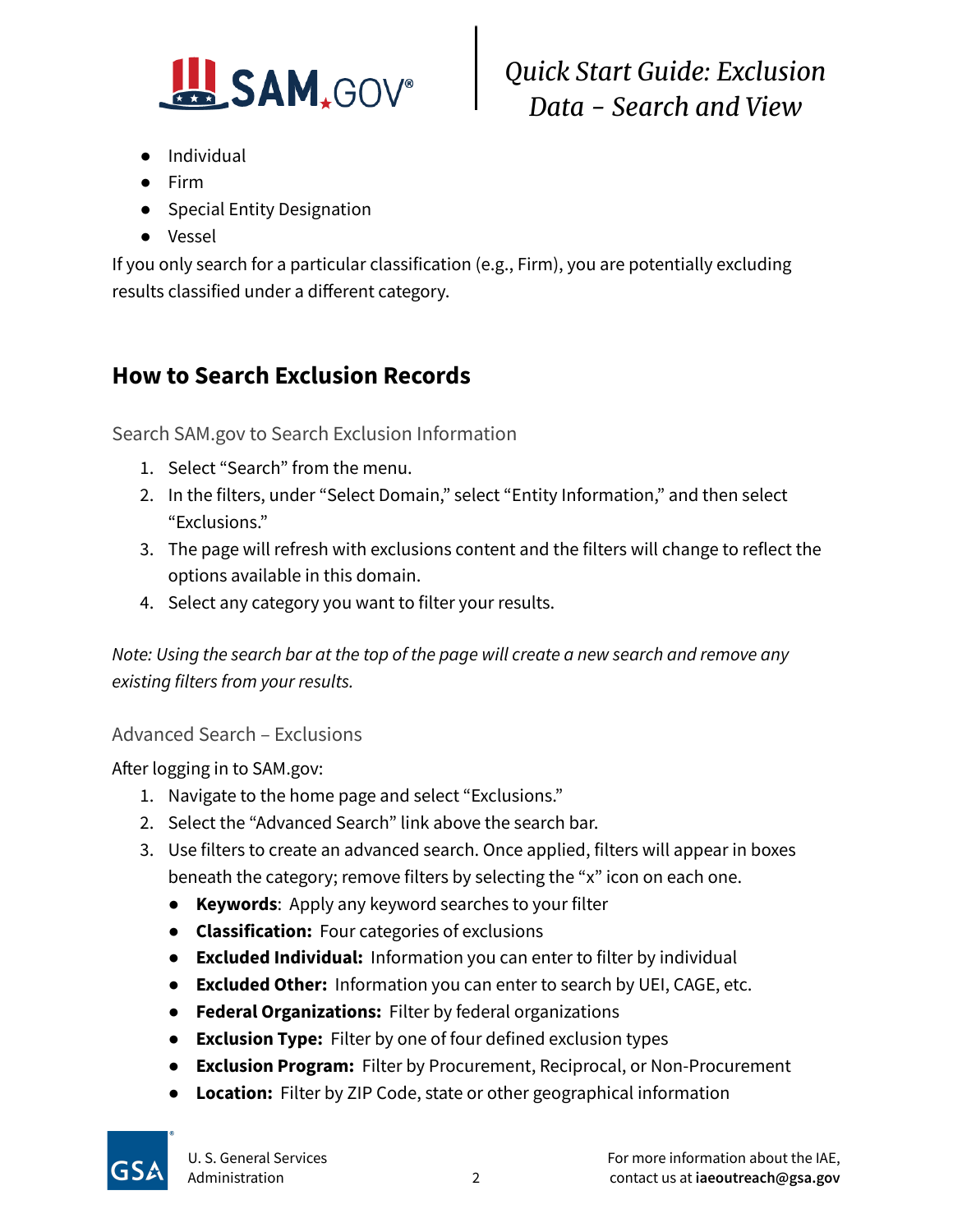- Individual
- Firm
- Special Entity Designation
- Vessel

If you only search for a particular classification (e.g., Firm), you are potentially excluding results classified under a different category.

## How to Search Exclusion Records

### Search SAM.gov to Search Exclusion Information

1. Select "Search" from the menu.
2. In the filters, under "Select Domain," select "Entity Information," and then select "Exclusions."
3. The page will refresh with exclusions content and the filters will change to reflect the options available in this domain.
4. Select any category you want to filter your results.

*Note: Using the search bar at the top of the page will create a new search and remove any existing filters from your results.*

### Advanced Search – Exclusions

After logging in to SAM.gov:

1. Navigate to the home page and select "Exclusions."
2. Select the "Advanced Search" link above the search bar.
3. Use filters to create an advanced search. Once applied, filters will appear in boxes beneath the category; remove filters by selecting the "x" icon on each one.
   - **Keywords**: Apply any keyword searches to your filter
   - **Classification:** Four categories of exclusions
   - **Excluded Individual:** Information you can enter to filter by individual
   - **Excluded Other:** Information you can enter to search by UEI, CAGE, etc.
   - **Federal Organizations:** Filter by federal organizations
   - **Exclusion Type:** Filter by one of four defined exclusion types
   - **Exclusion Program:** Filter by Procurement, Reciprocal, or Non-Procurement
   - **Location:** Filter by ZIP Code, state or other geographical information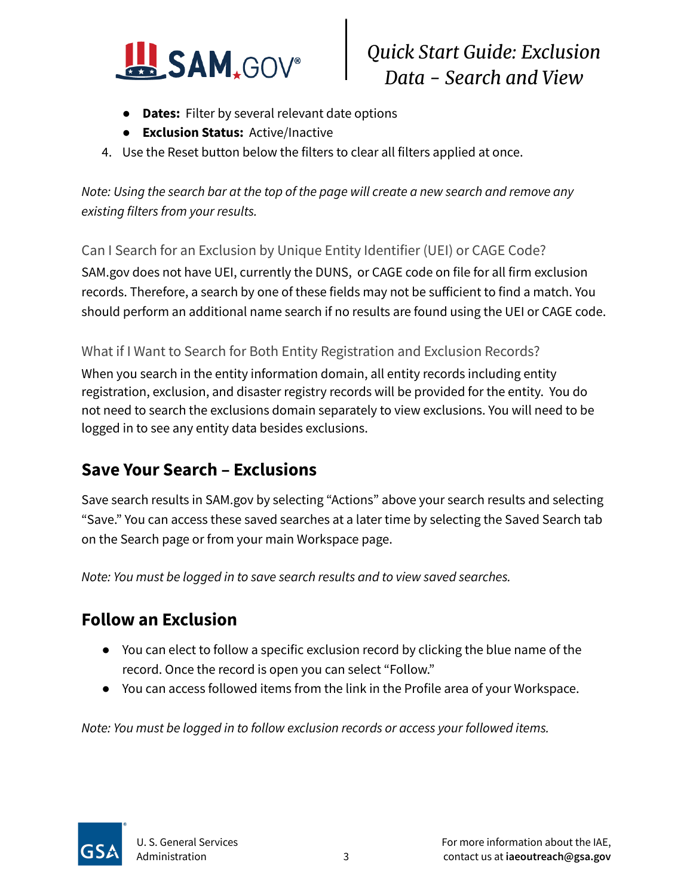- **Dates:** Filter by several relevant date options
- **Exclusion Status:** Active/Inactive

4. Use the Reset button below the filters to clear all filters applied at once.

*Note: Using the search bar at the top of the page will create a new search and remove any existing filters from your results.*

### Can I Search for an Exclusion by Unique Entity Identifier (UEI) or CAGE Code?

SAM.gov does not have UEI, currently the DUNS, or CAGE code on file for all firm exclusion records. Therefore, a search by one of these fields may not be sufficient to find a match. You should perform an additional name search if no results are found using the UEI or CAGE code.

### What if I Want to Search for Both Entity Registration and Exclusion Records?

When you search in the entity information domain, all entity records including entity registration, exclusion, and disaster registry records will be provided for the entity. You do not need to search the exclusions domain separately to view exclusions. You will need to be logged in to see any entity data besides exclusions.

## Save Your Search – Exclusions

Save search results in SAM.gov by selecting "Actions" above your search results and selecting "Save." You can access these saved searches at a later time by selecting the Saved Search tab on the Search page or from your main Workspace page.

*Note: You must be logged in to save search results and to view saved searches.*

## Follow an Exclusion

- You can elect to follow a specific exclusion record by clicking the blue name of the record. Once the record is open you can select "Follow."
- You can access followed items from the link in the Profile area of your Workspace.

*Note: You must be logged in to follow exclusion records or access your followed items.*